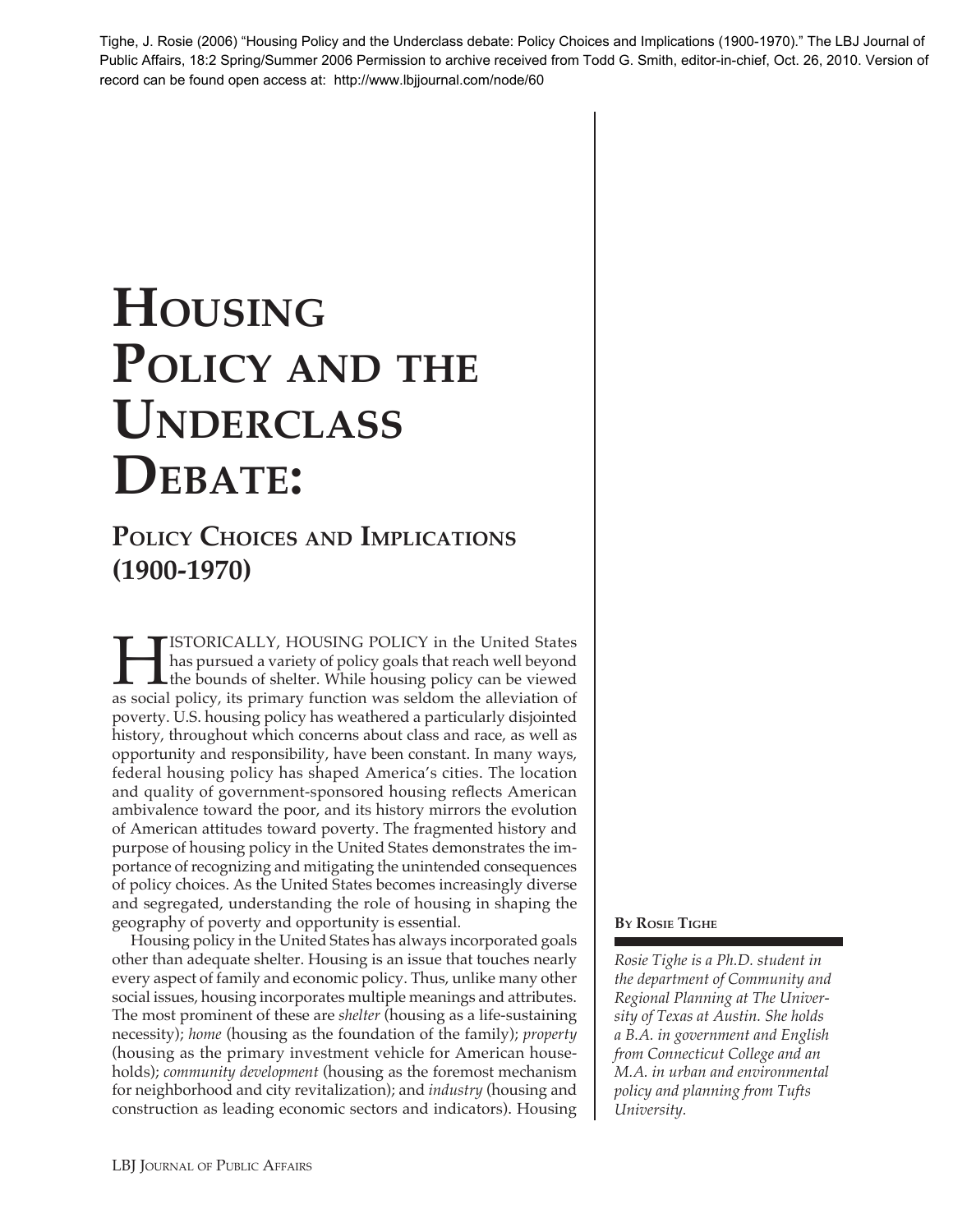Tighe, J. Rosie (2006) "Housing Policy and the Underclass debate: Policy Choices and Implications (1900-1970)." The LBJ Journal of Public Affairs, 18:2 Spring/Summer 2006 Permission to archive received from Todd G. Smith, editor-in-chief, Oct. 26, 2010. Version of record can be found open access at: http://www.lbjjournal.com/node/60

# Housing Policy and the Underclass Debate:

## Policy Choices and Implications (1900-1970)

**By Rosie Tighe**

*Rosie Tighe is a Ph.D. student in the department of Community and Regional Planning at The University of Texas at Austin. She holds a B.A. in government and English from Connecticut College and an M.A. in urban and environmental policy and planning from Tufts University.*

HISTORICALLY, HOUSING POLICY in the United States has pursued a variety of policy goals that reach well beyond the bounds of shelter. While housing policy can be viewed as social policy, its primary function was seldom the alleviation of poverty. U.S. housing policy has weathered a particularly disjointed history, throughout which concerns about class and race, as well as opportunity and responsibility, have been constant. In many ways, federal housing policy has shaped America's cities. The location and quality of government-sponsored housing reflects American ambivalence toward the poor, and its history mirrors the evolution of American attitudes toward poverty. The fragmented history and purpose of housing policy in the United States demonstrates the importance of recognizing and mitigating the unintended consequences of policy choices. As the United States becomes increasingly diverse and segregated, understanding the role of housing in shaping the geography of poverty and opportunity is essential.

Housing policy in the United States has always incorporated goals other than adequate shelter. Housing is an issue that touches nearly every aspect of family and economic policy. Thus, unlike many other social issues, housing incorporates multiple meanings and attributes. The most prominent of these are *shelter* (housing as a life-sustaining necessity); *home* (housing as the foundation of the family); *property* (housing as the primary investment vehicle for American households); *community development* (housing as the foremost mechanism for neighborhood and city revitalization); and *industry* (housing and construction as leading economic sectors and indicators). Housing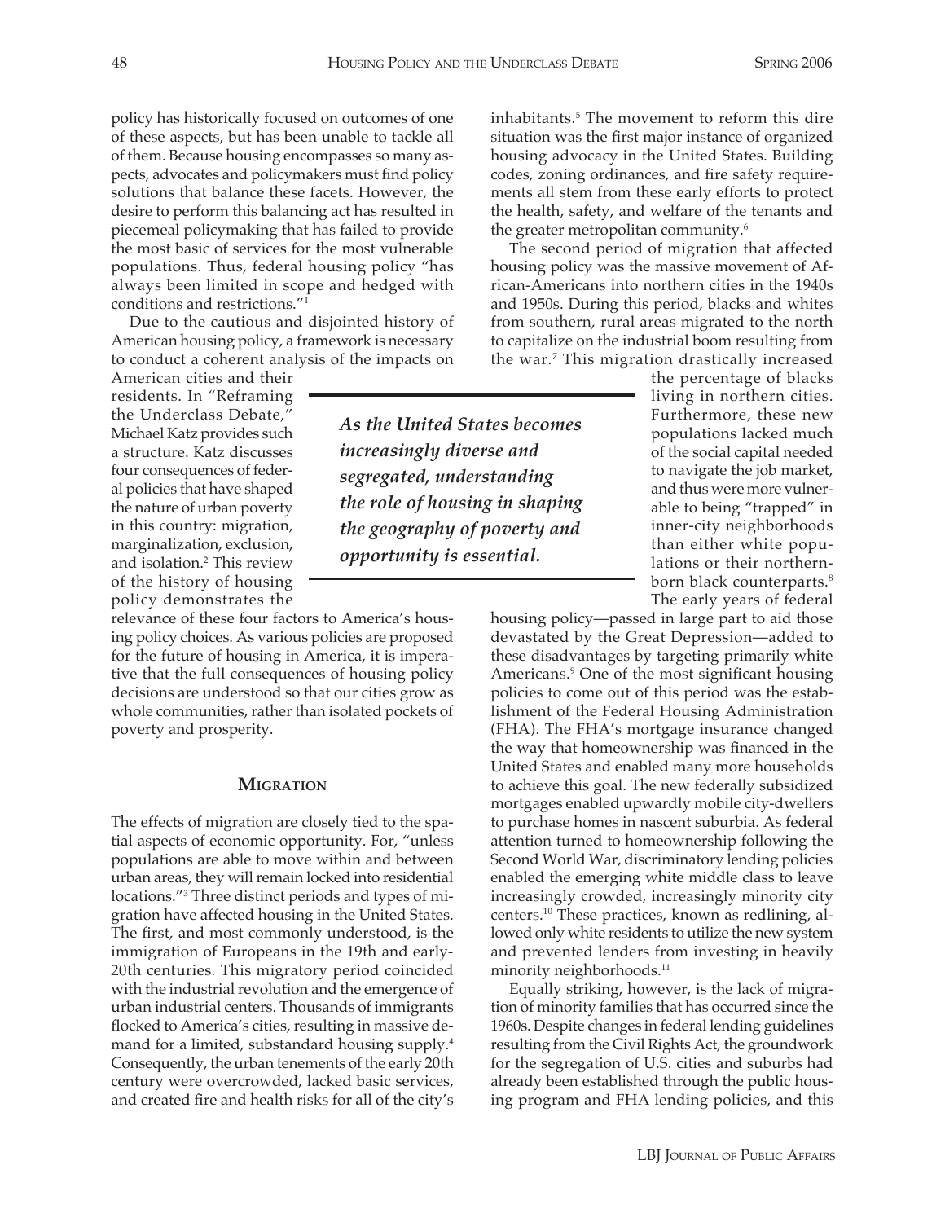policy has historically focused on outcomes of one of these aspects, but has been unable to tackle all of them. Because housing encompasses so many aspects, advocates and policymakers must find policy solutions that balance these facets. However, the desire to perform this balancing act has resulted in piecemeal policymaking that has failed to provide the most basic of services for the most vulnerable populations. Thus, federal housing policy "has always been limited in scope and hedged with conditions and restrictions."[1]

Due to the cautious and disjointed history of American housing policy, a framework is necessary to conduct a coherent analysis of the impacts on American cities and their residents. In "Reframing the Underclass Debate," Michael Katz provides such a structure. Katz discusses four consequences of federal policies that have shaped the nature of urban poverty in this country: migration, marginalization, exclusion, and isolation.[2] This review of the history of housing policy demonstrates the relevance of these four factors to America's housing policy choices. As various policies are proposed for the future of housing in America, it is imperative that the full consequences of housing policy decisions are understood so that our cities grow as whole communities, rather than isolated pockets of poverty and prosperity.

***As the United States becomes increasingly diverse and segregated, understanding the role of housing in shaping the geography of poverty and opportunity is essential.***

## Migration

The effects of migration are closely tied to the spatial aspects of economic opportunity. For, "unless populations are able to move within and between urban areas, they will remain locked into residential locations."[3] Three distinct periods and types of migration have affected housing in the United States. The first, and most commonly understood, is the immigration of Europeans in the 19th and early-20th centuries. This migratory period coincided with the industrial revolution and the emergence of urban industrial centers. Thousands of immigrants flocked to America's cities, resulting in massive demand for a limited, substandard housing supply.[4] Consequently, the urban tenements of the early 20th century were overcrowded, lacked basic services, and created fire and health risks for all of the city's inhabitants.[5] The movement to reform this dire situation was the first major instance of organized housing advocacy in the United States. Building codes, zoning ordinances, and fire safety requirements all stem from these early efforts to protect the health, safety, and welfare of the tenants and the greater metropolitan community.[6]

The second period of migration that affected housing policy was the massive movement of African-Americans into northern cities in the 1940s and 1950s. During this period, blacks and whites from southern, rural areas migrated to the north to capitalize on the industrial boom resulting from the war.[7] This migration drastically increased the percentage of blacks living in northern cities. Furthermore, these new populations lacked much of the social capital needed to navigate the job market, and thus were more vulnerable to being "trapped" in inner-city neighborhoods than either white populations or their northern-born black counterparts.[8] The early years of federal housing policy—passed in large part to aid those devastated by the Great Depression—added to these disadvantages by targeting primarily white Americans.[9] One of the most significant housing policies to come out of this period was the establishment of the Federal Housing Administration (FHA). The FHA's mortgage insurance changed the way that homeownership was financed in the United States and enabled many more households to achieve this goal. The new federally subsidized mortgages enabled upwardly mobile city-dwellers to purchase homes in nascent suburbia. As federal attention turned to homeownership following the Second World War, discriminatory lending policies enabled the emerging white middle class to leave increasingly crowded, increasingly minority city centers.[10] These practices, known as redlining, allowed only white residents to utilize the new system and prevented lenders from investing in heavily minority neighborhoods.[11]

Equally striking, however, is the lack of migration of minority families that has occurred since the 1960s. Despite changes in federal lending guidelines resulting from the Civil Rights Act, the groundwork for the segregation of U.S. cities and suburbs had already been established through the public housing program and FHA lending policies, and this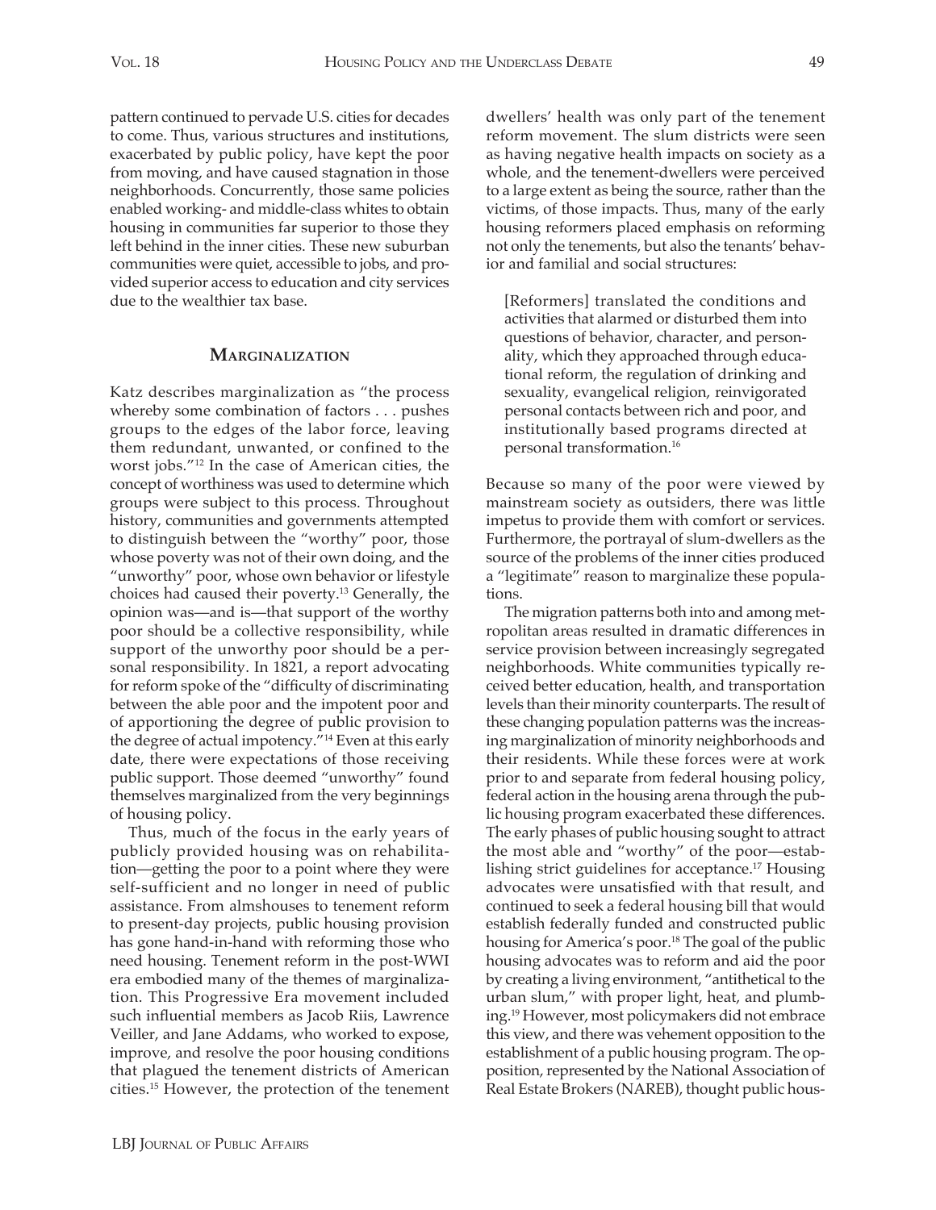pattern continued to pervade U.S. cities for decades to come. Thus, various structures and institutions, exacerbated by public policy, have kept the poor from moving, and have caused stagnation in those neighborhoods. Concurrently, those same policies enabled working- and middle-class whites to obtain housing in communities far superior to those they left behind in the inner cities. These new suburban communities were quiet, accessible to jobs, and provided superior access to education and city services due to the wealthier tax base.

## Marginalization

Katz describes marginalization as "the process whereby some combination of factors . . . pushes groups to the edges of the labor force, leaving them redundant, unwanted, or confined to the worst jobs."[12] In the case of American cities, the concept of worthiness was used to determine which groups were subject to this process. Throughout history, communities and governments attempted to distinguish between the "worthy" poor, those whose poverty was not of their own doing, and the "unworthy" poor, whose own behavior or lifestyle choices had caused their poverty.[13] Generally, the opinion was—and is—that support of the worthy poor should be a collective responsibility, while support of the unworthy poor should be a personal responsibility. In 1821, a report advocating for reform spoke of the "difficulty of discriminating between the able poor and the impotent poor and of apportioning the degree of public provision to the degree of actual impotency."[14] Even at this early date, there were expectations of those receiving public support. Those deemed "unworthy" found themselves marginalized from the very beginnings of housing policy.

Thus, much of the focus in the early years of publicly provided housing was on rehabilitation—getting the poor to a point where they were self-sufficient and no longer in need of public assistance. From almshouses to tenement reform to present-day projects, public housing provision has gone hand-in-hand with reforming those who need housing. Tenement reform in the post-WWI era embodied many of the themes of marginalization. This Progressive Era movement included such influential members as Jacob Riis, Lawrence Veiller, and Jane Addams, who worked to expose, improve, and resolve the poor housing conditions that plagued the tenement districts of American cities.[15] However, the protection of the tenement dwellers' health was only part of the tenement reform movement. The slum districts were seen as having negative health impacts on society as a whole, and the tenement-dwellers were perceived to a large extent as being the source, rather than the victims, of those impacts. Thus, many of the early housing reformers placed emphasis on reforming not only the tenements, but also the tenants' behavior and familial and social structures:

> [Reformers] translated the conditions and activities that alarmed or disturbed them into questions of behavior, character, and personality, which they approached through educational reform, the regulation of drinking and sexuality, evangelical religion, reinvigorated personal contacts between rich and poor, and institutionally based programs directed at personal transformation.[16]

Because so many of the poor were viewed by mainstream society as outsiders, there was little impetus to provide them with comfort or services. Furthermore, the portrayal of slum-dwellers as the source of the problems of the inner cities produced a "legitimate" reason to marginalize these populations.

The migration patterns both into and among metropolitan areas resulted in dramatic differences in service provision between increasingly segregated neighborhoods. White communities typically received better education, health, and transportation levels than their minority counterparts. The result of these changing population patterns was the increasing marginalization of minority neighborhoods and their residents. While these forces were at work prior to and separate from federal housing policy, federal action in the housing arena through the public housing program exacerbated these differences. The early phases of public housing sought to attract the most able and "worthy" of the poor—establishing strict guidelines for acceptance.[17] Housing advocates were unsatisfied with that result, and continued to seek a federal housing bill that would establish federally funded and constructed public housing for America's poor.[18] The goal of the public housing advocates was to reform and aid the poor by creating a living environment, "antithetical to the urban slum," with proper light, heat, and plumbing.[19] However, most policymakers did not embrace this view, and there was vehement opposition to the establishment of a public housing program. The opposition, represented by the National Association of Real Estate Brokers (NAREB), thought public hous-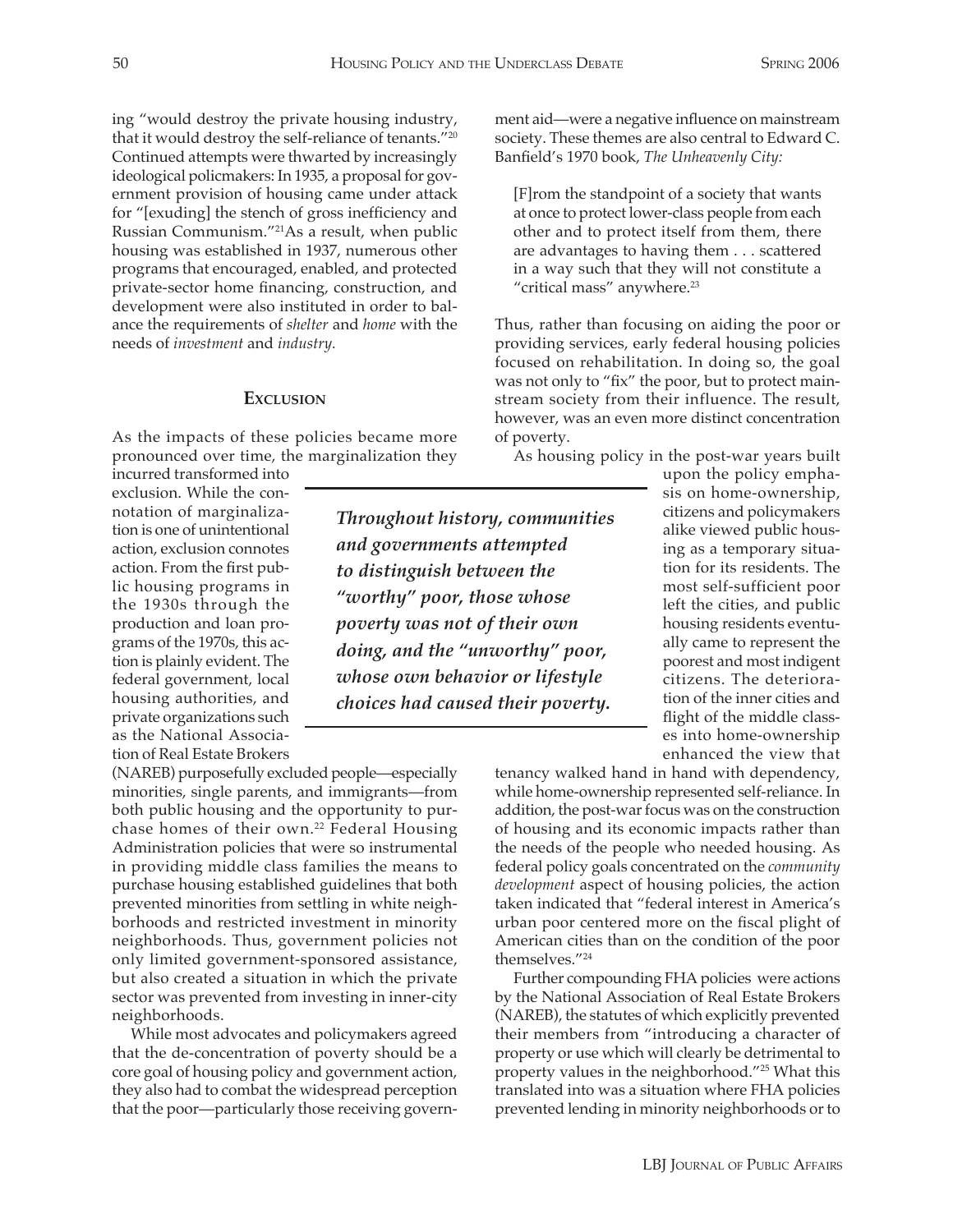ing "would destroy the private housing industry, that it would destroy the self-reliance of tenants."[20] Continued attempts were thwarted by increasingly ideological policmakers: In 1935, a proposal for government provision of housing came under attack for "[exuding] the stench of gross inefficiency and Russian Communism."[21] As a result, when public housing was established in 1937, numerous other programs that encouraged, enabled, and protected private-sector home financing, construction, and development were also instituted in order to balance the requirements of *shelter* and *home* with the needs of *investment* and *industry.*

## Exclusion

As the impacts of these policies became more pronounced over time, the marginalization they incurred transformed into exclusion. While the connotation of marginalization is one of unintentional action, exclusion connotes action. From the first public housing programs in the 1930s through the production and loan programs of the 1970s, this action is plainly evident. The federal government, local housing authorities, and private organizations such as the National Association of Real Estate Brokers (NAREB) purposefully excluded people—especially minorities, single parents, and immigrants—from both public housing and the opportunity to purchase homes of their own.[22] Federal Housing Administration policies that were so instrumental in providing middle class families the means to purchase housing established guidelines that both prevented minorities from settling in white neighborhoods and restricted investment in minority neighborhoods. Thus, government policies not only limited government-sponsored assistance, but also created a situation in which the private sector was prevented from investing in inner-city neighborhoods.

While most advocates and policymakers agreed that the de-concentration of poverty should be a core goal of housing policy and government action, they also had to combat the widespread perception that the poor—particularly those receiving government aid—were a negative influence on mainstream society. These themes are also central to Edward C. Banfield's 1970 book, *The Unheavenly City:*

> [F]rom the standpoint of a society that wants at once to protect lower-class people from each other and to protect itself from them, there are advantages to having them . . . scattered in a way such that they will not constitute a "critical mass" anywhere.[23]

Thus, rather than focusing on aiding the poor or providing services, early federal housing policies focused on rehabilitation. In doing so, the goal was not only to "fix" the poor, but to protect mainstream society from their influence. The result, however, was an even more distinct concentration of poverty.

**_Throughout history, communities and governments attempted to distinguish between the "worthy" poor, those whose poverty was not of their own doing, and the "unworthy" poor, whose own behavior or lifestyle choices had caused their poverty._**

As housing policy in the post-war years built upon the policy emphasis on home-ownership, citizens and policymakers alike viewed public housing as a temporary situation for its residents. The most self-sufficient poor left the cities, and public housing residents eventually came to represent the poorest and most indigent citizens. The deterioration of the inner cities and flight of the middle classes into home-ownership enhanced the view that tenancy walked hand in hand with dependency, while home-ownership represented self-reliance. In addition, the post-war focus was on the construction of housing and its economic impacts rather than the needs of the people who needed housing. As federal policy goals concentrated on the *community development* aspect of housing policies, the action taken indicated that "federal interest in America's urban poor centered more on the fiscal plight of American cities than on the condition of the poor themselves."[24]

Further compounding FHA policies were actions by the National Association of Real Estate Brokers (NAREB), the statutes of which explicitly prevented their members from "introducing a character of property or use which will clearly be detrimental to property values in the neighborhood."[25] What this translated into was a situation where FHA policies prevented lending in minority neighborhoods or to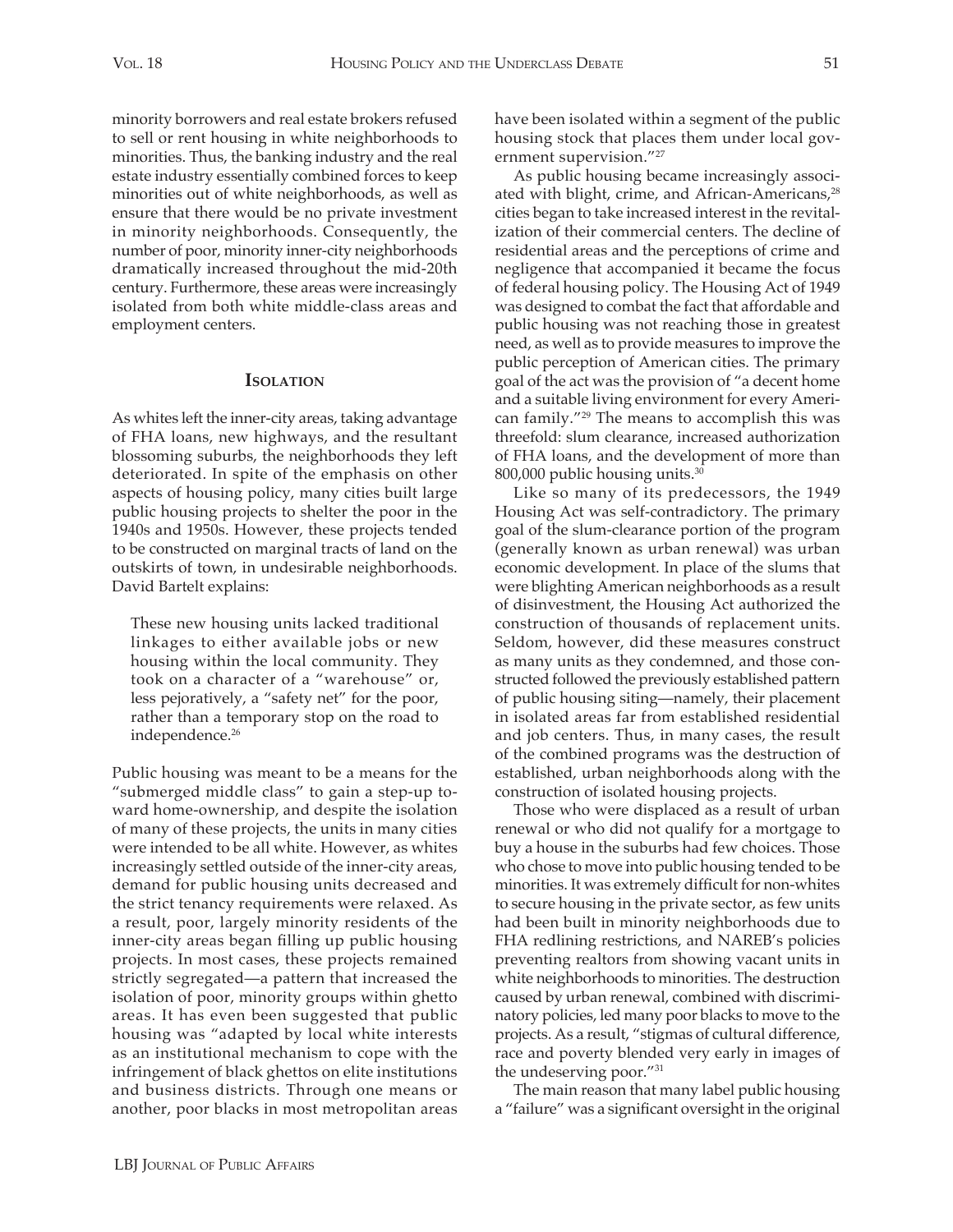minority borrowers and real estate brokers refused to sell or rent housing in white neighborhoods to minorities. Thus, the banking industry and the real estate industry essentially combined forces to keep minorities out of white neighborhoods, as well as ensure that there would be no private investment in minority neighborhoods. Consequently, the number of poor, minority inner-city neighborhoods dramatically increased throughout the mid-20th century. Furthermore, these areas were increasingly isolated from both white middle-class areas and employment centers.

## Isolation

As whites left the inner-city areas, taking advantage of FHA loans, new highways, and the resultant blossoming suburbs, the neighborhoods they left deteriorated. In spite of the emphasis on other aspects of housing policy, many cities built large public housing projects to shelter the poor in the 1940s and 1950s. However, these projects tended to be constructed on marginal tracts of land on the outskirts of town, in undesirable neighborhoods. David Bartelt explains:

> These new housing units lacked traditional linkages to either available jobs or new housing within the local community. They took on a character of a "warehouse" or, less pejoratively, a "safety net" for the poor, rather than a temporary stop on the road to independence.[26]

Public housing was meant to be a means for the "submerged middle class" to gain a step-up toward home-ownership, and despite the isolation of many of these projects, the units in many cities were intended to be all white. However, as whites increasingly settled outside of the inner-city areas, demand for public housing units decreased and the strict tenancy requirements were relaxed. As a result, poor, largely minority residents of the inner-city areas began filling up public housing projects. In most cases, these projects remained strictly segregated—a pattern that increased the isolation of poor, minority groups within ghetto areas. It has even been suggested that public housing was "adapted by local white interests as an institutional mechanism to cope with the infringement of black ghettos on elite institutions and business districts. Through one means or another, poor blacks in most metropolitan areas have been isolated within a segment of the public housing stock that places them under local government supervision."[27]

As public housing became increasingly associated with blight, crime, and African-Americans,[28] cities began to take increased interest in the revitalization of their commercial centers. The decline of residential areas and the perceptions of crime and negligence that accompanied it became the focus of federal housing policy. The Housing Act of 1949 was designed to combat the fact that affordable and public housing was not reaching those in greatest need, as well as to provide measures to improve the public perception of American cities. The primary goal of the act was the provision of "a decent home and a suitable living environment for every American family."[29] The means to accomplish this was threefold: slum clearance, increased authorization of FHA loans, and the development of more than 800,000 public housing units.[30]

Like so many of its predecessors, the 1949 Housing Act was self-contradictory. The primary goal of the slum-clearance portion of the program (generally known as urban renewal) was urban economic development. In place of the slums that were blighting American neighborhoods as a result of disinvestment, the Housing Act authorized the construction of thousands of replacement units. Seldom, however, did these measures construct as many units as they condemned, and those constructed followed the previously established pattern of public housing siting—namely, their placement in isolated areas far from established residential and job centers. Thus, in many cases, the result of the combined programs was the destruction of established, urban neighborhoods along with the construction of isolated housing projects.

Those who were displaced as a result of urban renewal or who did not qualify for a mortgage to buy a house in the suburbs had few choices. Those who chose to move into public housing tended to be minorities. It was extremely difficult for non-whites to secure housing in the private sector, as few units had been built in minority neighborhoods due to FHA redlining restrictions, and NAREB's policies preventing realtors from showing vacant units in white neighborhoods to minorities. The destruction caused by urban renewal, combined with discriminatory policies, led many poor blacks to move to the projects. As a result, "stigmas of cultural difference, race and poverty blended very early in images of the undeserving poor."[31]

The main reason that many label public housing a "failure" was a significant oversight in the original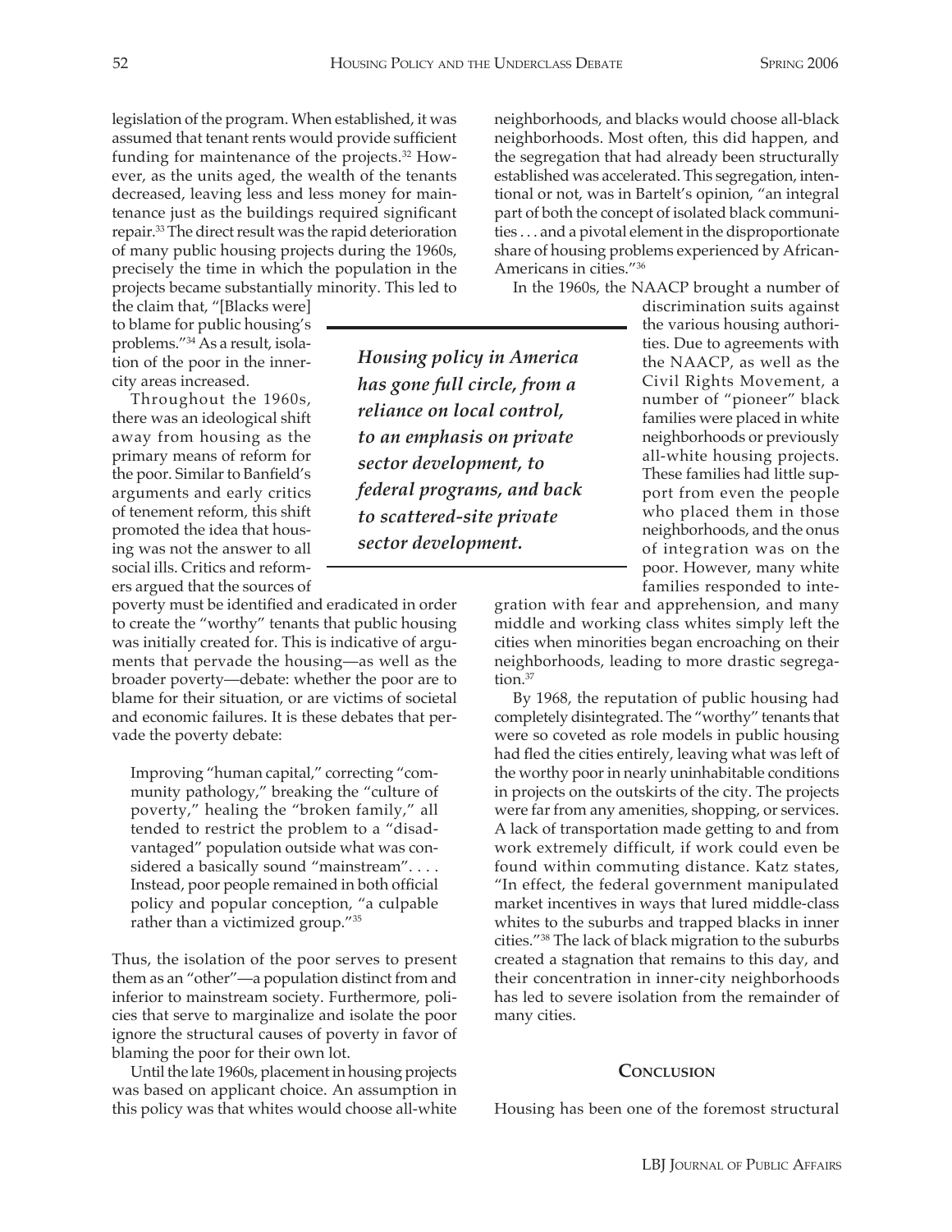legislation of the program. When established, it was assumed that tenant rents would provide sufficient funding for maintenance of the projects.[32] However, as the units aged, the wealth of the tenants decreased, leaving less and less money for maintenance just as the buildings required significant repair.[33] The direct result was the rapid deterioration of many public housing projects during the 1960s, precisely the time in which the population in the projects became substantially minority. This led to the claim that, "[Blacks were] to blame for public housing's problems."[34] As a result, isolation of the poor in the inner-city areas increased.

Throughout the 1960s, there was an ideological shift away from housing as the primary means of reform for the poor. Similar to Banfield's arguments and early critics of tenement reform, this shift promoted the idea that housing was not the answer to all social ills. Critics and reformers argued that the sources of poverty must be identified and eradicated in order to create the "worthy" tenants that public housing was initially created for. This is indicative of arguments that pervade the housing—as well as the broader poverty—debate: whether the poor are to blame for their situation, or are victims of societal and economic failures. It is these debates that pervade the poverty debate:

> Improving "human capital," correcting "community pathology," breaking the "culture of poverty," healing the "broken family," all tended to restrict the problem to a "disadvantaged" population outside what was considered a basically sound "mainstream". . . . Instead, poor people remained in both official policy and popular conception, "a culpable rather than a victimized group."[35]

Thus, the isolation of the poor serves to present them as an "other"—a population distinct from and inferior to mainstream society. Furthermore, policies that serve to marginalize and isolate the poor ignore the structural causes of poverty in favor of blaming the poor for their own lot.

Until the late 1960s, placement in housing projects was based on applicant choice. An assumption in this policy was that whites would choose all-white neighborhoods, and blacks would choose all-black neighborhoods. Most often, this did happen, and the segregation that had already been structurally established was accelerated. This segregation, intentional or not, was in Bartelt's opinion, "an integral part of both the concept of isolated black communities . . . and a pivotal element in the disproportionate share of housing problems experienced by African-Americans in cities."[36]

In the 1960s, the NAACP brought a number of discrimination suits against the various housing authorities. Due to agreements with the NAACP, as well as the Civil Rights Movement, a number of "pioneer" black families were placed in white neighborhoods or previously all-white housing projects. These families had little support from even the people who placed them in those neighborhoods, and the onus of integration was on the poor. However, many white families responded to integration with fear and apprehension, and many middle and working class whites simply left the cities when minorities began encroaching on their neighborhoods, leading to more drastic segregation.[37]

***Housing policy in America has gone full circle, from a reliance on local control, to an emphasis on private sector development, to federal programs, and back to scattered-site private sector development.***

By 1968, the reputation of public housing had completely disintegrated. The "worthy" tenants that were so coveted as role models in public housing had fled the cities entirely, leaving what was left of the worthy poor in nearly uninhabitable conditions in projects on the outskirts of the city. The projects were far from any amenities, shopping, or services. A lack of transportation made getting to and from work extremely difficult, if work could even be found within commuting distance. Katz states, "In effect, the federal government manipulated market incentives in ways that lured middle-class whites to the suburbs and trapped blacks in inner cities."[38] The lack of black migration to the suburbs created a stagnation that remains to this day, and their concentration in inner-city neighborhoods has led to severe isolation from the remainder of many cities.

## Conclusion

Housing has been one of the foremost structural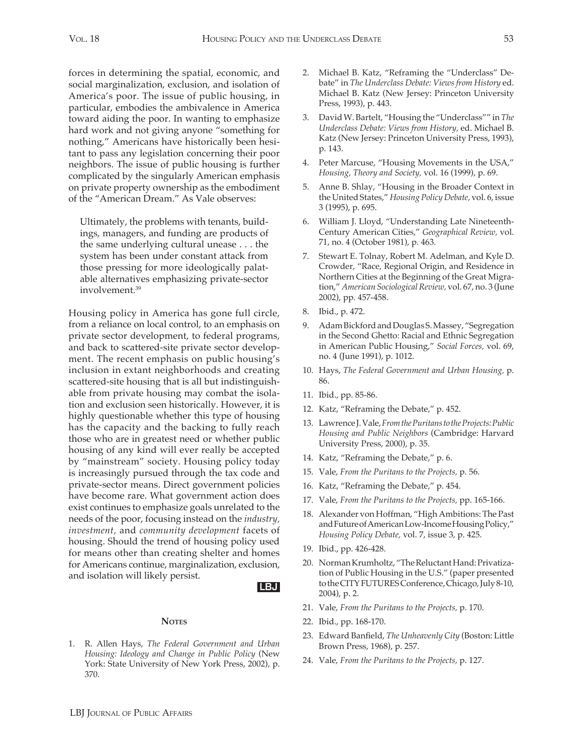forces in determining the spatial, economic, and social marginalization, exclusion, and isolation of America's poor. The issue of public housing, in particular, embodies the ambivalence in America toward aiding the poor. In wanting to emphasize hard work and not giving anyone "something for nothing," Americans have historically been hesitant to pass any legislation concerning their poor neighbors. The issue of public housing is further complicated by the singularly American emphasis on private property ownership as the embodiment of the "American Dream." As Vale observes:

> Ultimately, the problems with tenants, buildings, managers, and funding are products of the same underlying cultural unease . . . the system has been under constant attack from those pressing for more ideologically palatable alternatives emphasizing private-sector involvement.[39]

Housing policy in America has gone full circle, from a reliance on local control, to an emphasis on private sector development, to federal programs, and back to scattered-site private sector development. The recent emphasis on public housing's inclusion in extant neighborhoods and creating scattered-site housing that is all but indistinguishable from private housing may combat the isolation and exclusion seen historically. However, it is highly questionable whether this type of housing has the capacity and the backing to fully reach those who are in greatest need or whether public housing of any kind will ever really be accepted by "mainstream" society. Housing policy today is increasingly pursued through the tax code and private-sector means. Direct government policies have become rare. What government action does exist continues to emphasize goals unrelated to the needs of the poor, focusing instead on the *industry*, *investment*, and *community development* facets of housing. Should the trend of housing policy used for means other than creating shelter and homes for Americans continue, marginalization, exclusion, and isolation will likely persist.

LBJ

## Notes

1. R. Allen Hays, *The Federal Government and Urban Housing: Ideology and Change in Public Policy* (New York: State University of New York Press, 2002), p. 370.
2. Michael B. Katz, "Reframing the "Underclass" Debate" in *The Underclass Debate: Views from History* ed. Michael B. Katz (New Jersey: Princeton University Press, 1993), p. 443.
3. David W. Bartelt, "Housing the "Underclass"" in *The Underclass Debate: Views from History*, ed. Michael B. Katz (New Jersey: Princeton University Press, 1993), p. 143.
4. Peter Marcuse, "Housing Movements in the USA," *Housing, Theory and Society,* vol. 16 (1999), p. 69.
5. Anne B. Shlay, "Housing in the Broader Context in the United States," *Housing Policy Debate,* vol. 6, issue 3 (1995), p. 695.
6. William J. Lloyd, "Understanding Late Nineteenth-Century American Cities," *Geographical Review,* vol. 71, no. 4 (October 1981), p. 463.
7. Stewart E. Tolnay, Robert M. Adelman, and Kyle D. Crowder, "Race, Regional Origin, and Residence in Northern Cities at the Beginning of the Great Migration," *American Sociological Review,* vol. 67, no. 3 (June 2002), pp. 457-458.
8. Ibid., p. 472.
9. Adam Bickford and Douglas S. Massey, "Segregation in the Second Ghetto: Racial and Ethnic Segregation in American Public Housing," *Social Forces,* vol. 69, no. 4 (June 1991), p. 1012.
10. Hays, *The Federal Government and Urban Housing,* p. 86.
11. Ibid., pp. 85-86.
12. Katz, "Reframing the Debate," p. 452.
13. Lawrence J. Vale, *From the Puritans to the Projects: Public Housing and Public Neighbors* (Cambridge: Harvard University Press, 2000), p. 35.
14. Katz, "Reframing the Debate," p. 6.
15. Vale, *From the Puritans to the Projects,* p. 56.
16. Katz, "Reframing the Debate," p. 454.
17. Vale, *From the Puritans to the Projects,* pp. 165-166.
18. Alexander von Hoffman, "High Ambitions: The Past and Future of American Low-Income Housing Policy," *Housing Policy Debate,* vol. 7, issue 3, p. 425.
19. Ibid., pp. 426-428.
20. Norman Krumholtz, "The Reluctant Hand: Privatization of Public Housing in the U.S." (paper presented to the CITY FUTURES Conference, Chicago, July 8-10, 2004), p. 2.
21. Vale, *From the Puritans to the Projects,* p. 170.
22. Ibid., pp. 168-170.
23. Edward Banfield, *The Unheavenly City* (Boston: Little Brown Press, 1968), p. 257.
24. Vale, *From the Puritans to the Projects,* p. 127.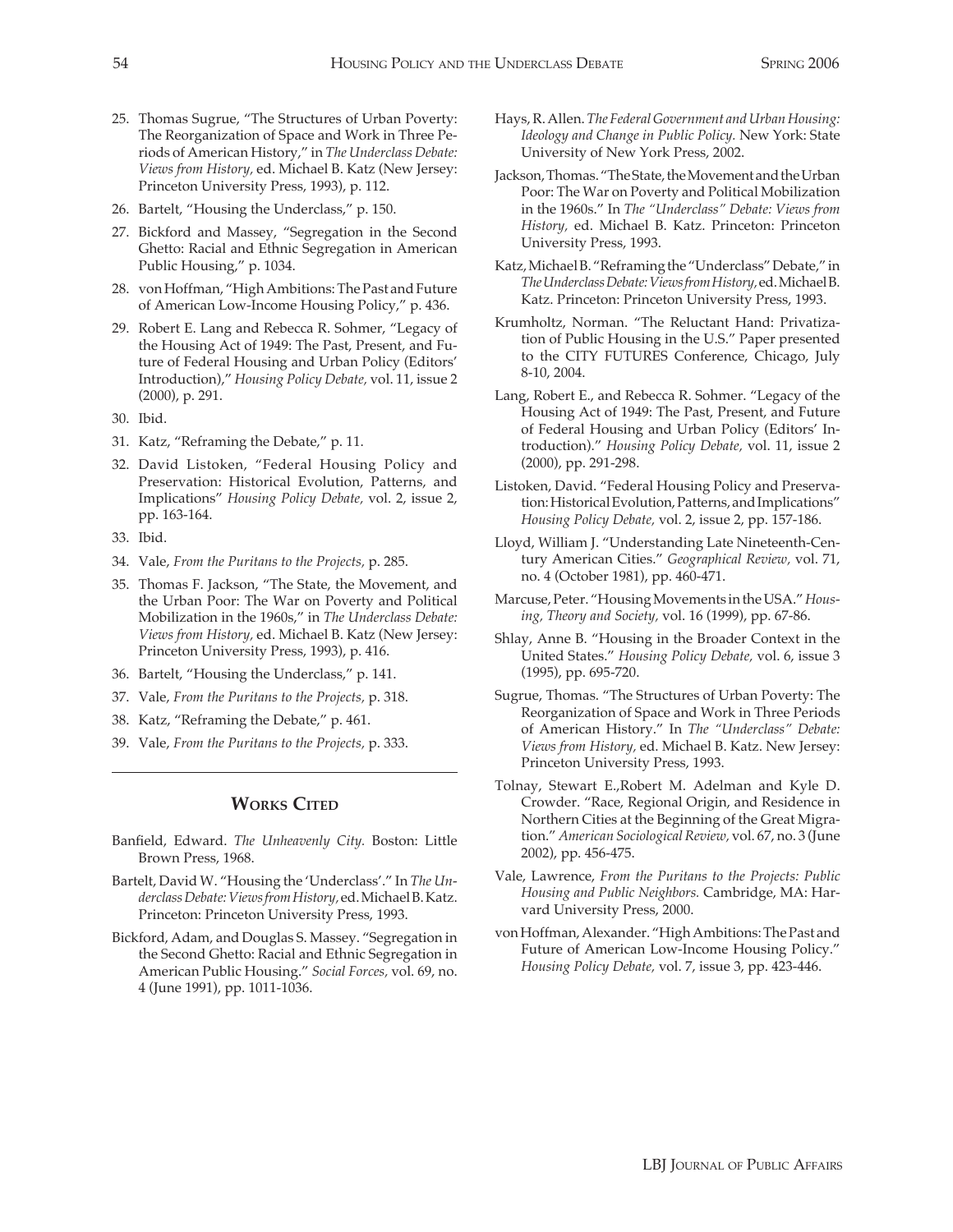25. Thomas Sugrue, "The Structures of Urban Poverty: The Reorganization of Space and Work in Three Periods of American History," in *The Underclass Debate: Views from History,* ed. Michael B. Katz (New Jersey: Princeton University Press, 1993), p. 112.
26. Bartelt, "Housing the Underclass," p. 150.
27. Bickford and Massey, "Segregation in the Second Ghetto: Racial and Ethnic Segregation in American Public Housing," p. 1034.
28. von Hoffman, "High Ambitions: The Past and Future of American Low-Income Housing Policy," p. 436.
29. Robert E. Lang and Rebecca R. Sohmer, "Legacy of the Housing Act of 1949: The Past, Present, and Future of Federal Housing and Urban Policy (Editors' Introduction)," *Housing Policy Debate,* vol. 11, issue 2 (2000), p. 291.
30. Ibid.
31. Katz, "Reframing the Debate," p. 11.
32. David Listoken, "Federal Housing Policy and Preservation: Historical Evolution, Patterns, and Implications" *Housing Policy Debate,* vol. 2, issue 2, pp. 163-164.
33. Ibid.
34. Vale, *From the Puritans to the Projects,* p. 285.
35. Thomas F. Jackson, "The State, the Movement, and the Urban Poor: The War on Poverty and Political Mobilization in the 1960s," in *The Underclass Debate: Views from History,* ed. Michael B. Katz (New Jersey: Princeton University Press, 1993), p. 416.
36. Bartelt, "Housing the Underclass," p. 141.
37. Vale, *From the Puritans to the Projects,* p. 318.
38. Katz, "Reframing the Debate," p. 461.
39. Vale, *From the Puritans to the Projects,* p. 333.

## Works Cited

Banfield, Edward. *The Unheavenly City.* Boston: Little Brown Press, 1968.

Bartelt, David W. "Housing the 'Underclass'." In *The Underclass Debate: Views from History,* ed. Michael B. Katz. Princeton: Princeton University Press, 1993.

Bickford, Adam, and Douglas S. Massey. "Segregation in the Second Ghetto: Racial and Ethnic Segregation in American Public Housing." *Social Forces,* vol. 69, no. 4 (June 1991), pp. 1011-1036.

Hays, R. Allen. *The Federal Government and Urban Housing: Ideology and Change in Public Policy.* New York: State University of New York Press, 2002.

Jackson, Thomas. "The State, the Movement and the Urban Poor: The War on Poverty and Political Mobilization in the 1960s." In *The "Underclass" Debate: Views from History,* ed. Michael B. Katz. Princeton: Princeton University Press, 1993.

Katz, Michael B. "Reframing the "Underclass" Debate," in *The Underclass Debate: Views from History,* ed. Michael B. Katz. Princeton: Princeton University Press, 1993.

Krumholtz, Norman. "The Reluctant Hand: Privatization of Public Housing in the U.S." Paper presented to the CITY FUTURES Conference, Chicago, July 8-10, 2004.

Lang, Robert E., and Rebecca R. Sohmer. "Legacy of the Housing Act of 1949: The Past, Present, and Future of Federal Housing and Urban Policy (Editors' Introduction)." *Housing Policy Debate,* vol. 11, issue 2 (2000), pp. 291-298.

Listoken, David. "Federal Housing Policy and Preservation: Historical Evolution, Patterns, and Implications" *Housing Policy Debate,* vol. 2, issue 2, pp. 157-186.

Lloyd, William J. "Understanding Late Nineteenth-Century American Cities." *Geographical Review,* vol. 71, no. 4 (October 1981), pp. 460-471.

Marcuse, Peter. "Housing Movements in the USA." *Housing, Theory and Society,* vol. 16 (1999), pp. 67-86.

Shlay, Anne B. "Housing in the Broader Context in the United States." *Housing Policy Debate,* vol. 6, issue 3 (1995), pp. 695-720.

Sugrue, Thomas. "The Structures of Urban Poverty: The Reorganization of Space and Work in Three Periods of American History." In *The "Underclass" Debate: Views from History,* ed. Michael B. Katz. New Jersey: Princeton University Press, 1993.

Tolnay, Stewart E.,Robert M. Adelman and Kyle D. Crowder. "Race, Regional Origin, and Residence in Northern Cities at the Beginning of the Great Migration." *American Sociological Review,* vol. 67, no. 3 (June 2002), pp. 456-475.

Vale, Lawrence, *From the Puritans to the Projects: Public Housing and Public Neighbors.* Cambridge, MA: Harvard University Press, 2000.

von Hoffman, Alexander. "High Ambitions: The Past and Future of American Low-Income Housing Policy." *Housing Policy Debate,* vol. 7, issue 3, pp. 423-446.